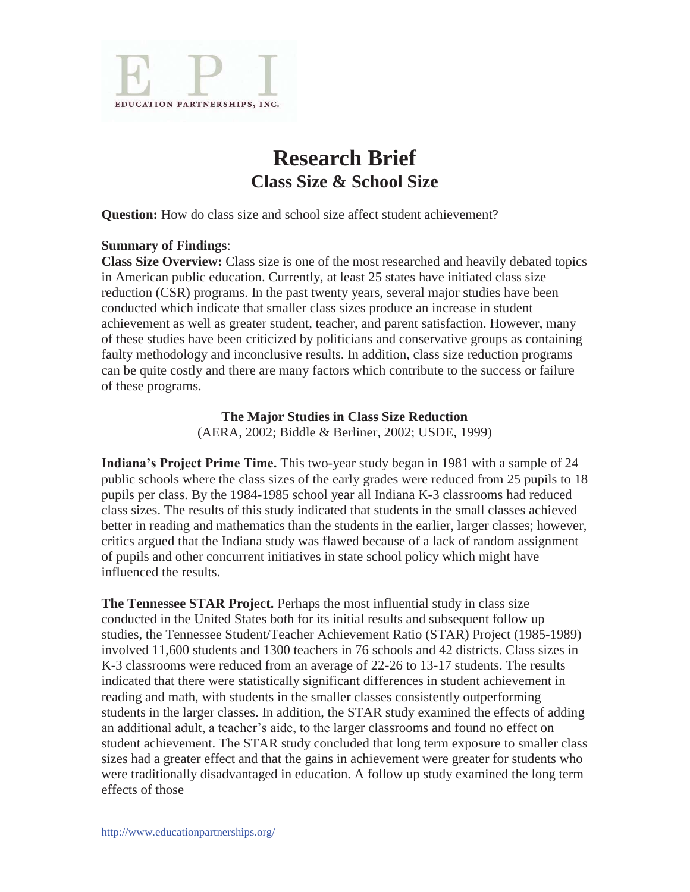EPI

EDUCATION PARTNERSHIPS, INC.

# Research Brief

## Class Size & School Size

**Question:** How do class size and school size affect student achievement?

**Summary of Findings**:

**Class Size Overview:** Class size is one of the most researched and heavily debated topics in American public education. Currently, at least 25 states have initiated class size reduction (CSR) programs. In the past twenty years, several major studies have been conducted which indicate that smaller class sizes produce an increase in student achievement as well as greater student, teacher, and parent satisfaction. However, many of these studies have been criticized by politicians and conservative groups as containing faulty methodology and inconclusive results. In addition, class size reduction programs can be quite costly and there are many factors which contribute to the success or failure of these programs.

**The Major Studies in Class Size Reduction**
(AERA, 2002; Biddle & Berliner, 2002; USDE, 1999)

**Indiana's Project Prime Time.** This two-year study began in 1981 with a sample of 24 public schools where the class sizes of the early grades were reduced from 25 pupils to 18 pupils per class. By the 1984-1985 school year all Indiana K-3 classrooms had reduced class sizes. The results of this study indicated that students in the small classes achieved better in reading and mathematics than the students in the earlier, larger classes; however, critics argued that the Indiana study was flawed because of a lack of random assignment of pupils and other concurrent initiatives in state school policy which might have influenced the results.

**The Tennessee STAR Project.** Perhaps the most influential study in class size conducted in the United States both for its initial results and subsequent follow up studies, the Tennessee Student/Teacher Achievement Ratio (STAR) Project (1985-1989) involved 11,600 students and 1300 teachers in 76 schools and 42 districts. Class sizes in K-3 classrooms were reduced from an average of 22-26 to 13-17 students. The results indicated that there were statistically significant differences in student achievement in reading and math, with students in the smaller classes consistently outperforming students in the larger classes. In addition, the STAR study examined the effects of adding an additional adult, a teacher's aide, to the larger classrooms and found no effect on student achievement. The STAR study concluded that long term exposure to smaller class sizes had a greater effect and that the gains in achievement were greater for students who were traditionally disadvantaged in education. A follow up study examined the long term effects of those

http://www.educationpartnerships.org/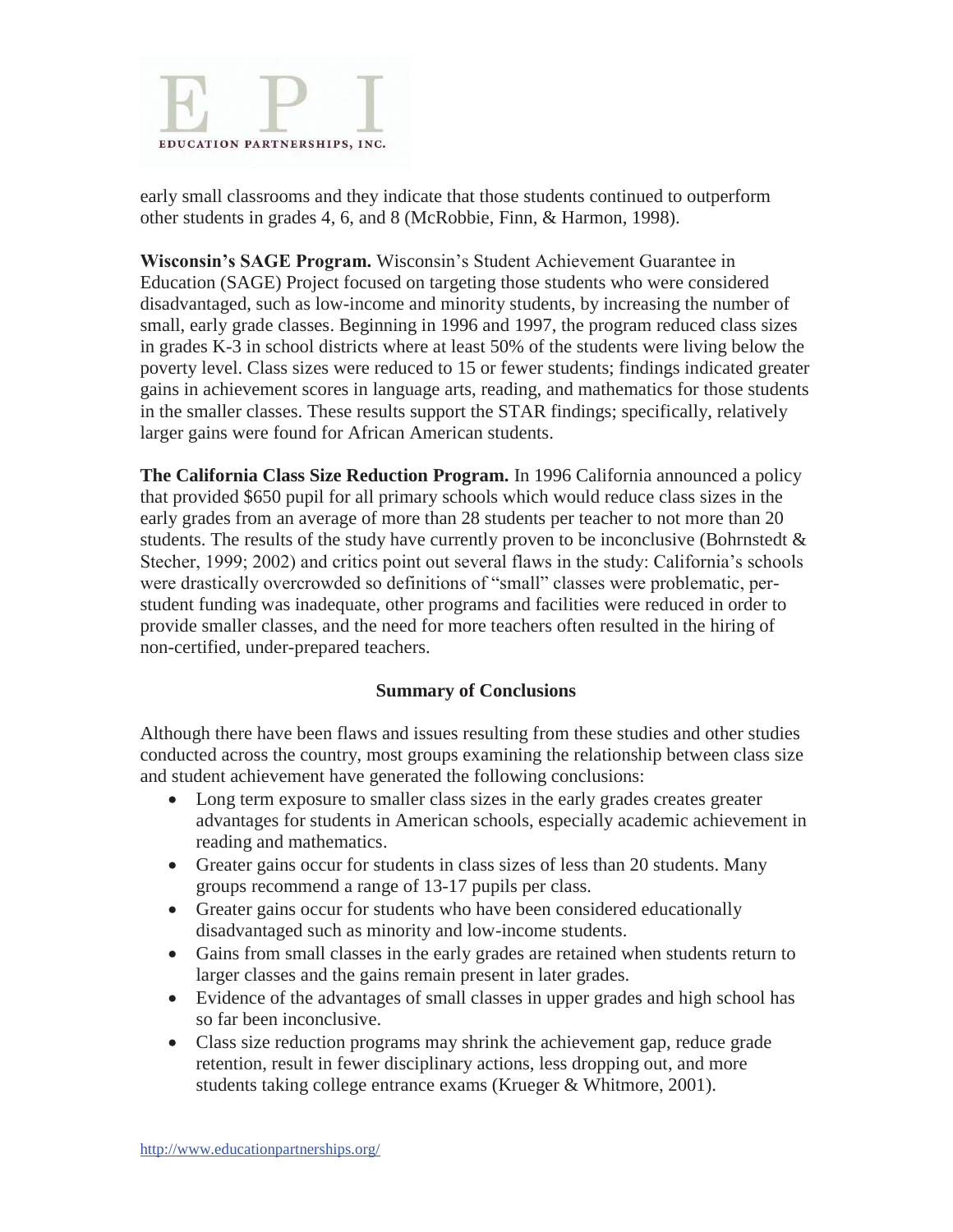early small classrooms and they indicate that those students continued to outperform other students in grades 4, 6, and 8 (McRobbie, Finn, & Harmon, 1998).

**Wisconsin's SAGE Program.** Wisconsin's Student Achievement Guarantee in Education (SAGE) Project focused on targeting those students who were considered disadvantaged, such as low-income and minority students, by increasing the number of small, early grade classes. Beginning in 1996 and 1997, the program reduced class sizes in grades K-3 in school districts where at least 50% of the students were living below the poverty level. Class sizes were reduced to 15 or fewer students; findings indicated greater gains in achievement scores in language arts, reading, and mathematics for those students in the smaller classes. These results support the STAR findings; specifically, relatively larger gains were found for African American students.

**The California Class Size Reduction Program.** In 1996 California announced a policy that provided $650 pupil for all primary schools which would reduce class sizes in the early grades from an average of more than 28 students per teacher to not more than 20 students. The results of the study have currently proven to be inconclusive (Bohrnstedt & Stecher, 1999; 2002) and critics point out several flaws in the study: California's schools were drastically overcrowded so definitions of "small" classes were problematic, per-student funding was inadequate, other programs and facilities were reduced in order to provide smaller classes, and the need for more teachers often resulted in the hiring of non-certified, under-prepared teachers.

## Summary of Conclusions

Although there have been flaws and issues resulting from these studies and other studies conducted across the country, most groups examining the relationship between class size and student achievement have generated the following conclusions:

- Long term exposure to smaller class sizes in the early grades creates greater advantages for students in American schools, especially academic achievement in reading and mathematics.
- Greater gains occur for students in class sizes of less than 20 students. Many groups recommend a range of 13-17 pupils per class.
- Greater gains occur for students who have been considered educationally disadvantaged such as minority and low-income students.
- Gains from small classes in the early grades are retained when students return to larger classes and the gains remain present in later grades.
- Evidence of the advantages of small classes in upper grades and high school has so far been inconclusive.
- Class size reduction programs may shrink the achievement gap, reduce grade retention, result in fewer disciplinary actions, less dropping out, and more students taking college entrance exams (Krueger & Whitmore, 2001).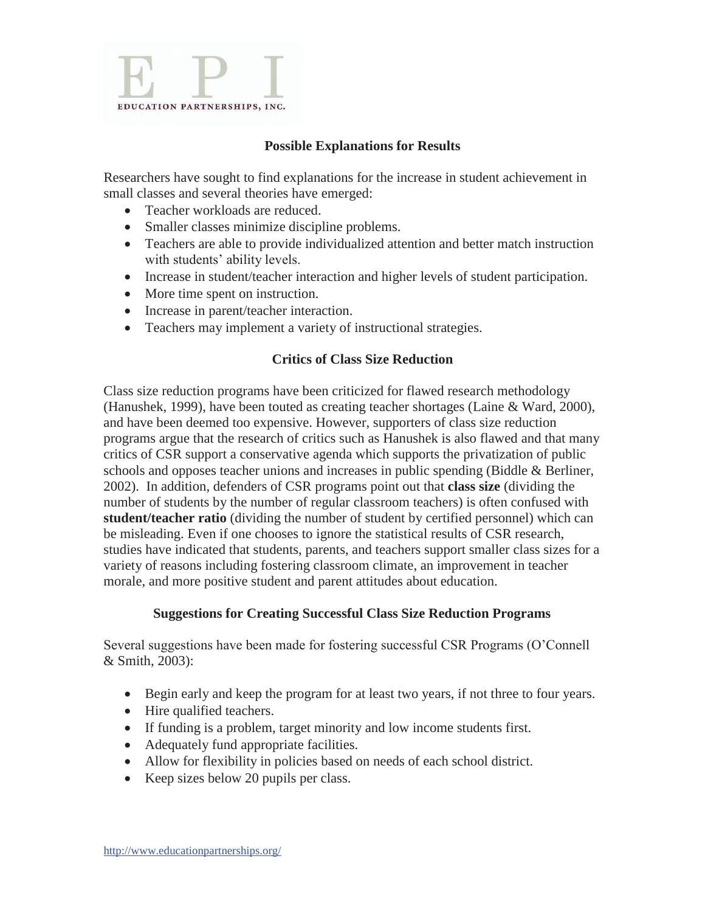## Possible Explanations for Results

Researchers have sought to find explanations for the increase in student achievement in small classes and several theories have emerged:

- Teacher workloads are reduced.
- Smaller classes minimize discipline problems.
- Teachers are able to provide individualized attention and better match instruction with students' ability levels.
- Increase in student/teacher interaction and higher levels of student participation.
- More time spent on instruction.
- Increase in parent/teacher interaction.
- Teachers may implement a variety of instructional strategies.

## Critics of Class Size Reduction

Class size reduction programs have been criticized for flawed research methodology (Hanushek, 1999), have been touted as creating teacher shortages (Laine & Ward, 2000), and have been deemed too expensive. However, supporters of class size reduction programs argue that the research of critics such as Hanushek is also flawed and that many critics of CSR support a conservative agenda which supports the privatization of public schools and opposes teacher unions and increases in public spending (Biddle & Berliner, 2002). In addition, defenders of CSR programs point out that **class size** (dividing the number of students by the number of regular classroom teachers) is often confused with **student/teacher ratio** (dividing the number of student by certified personnel) which can be misleading. Even if one chooses to ignore the statistical results of CSR research, studies have indicated that students, parents, and teachers support smaller class sizes for a variety of reasons including fostering classroom climate, an improvement in teacher morale, and more positive student and parent attitudes about education.

## Suggestions for Creating Successful Class Size Reduction Programs

Several suggestions have been made for fostering successful CSR Programs (O'Connell & Smith, 2003):

- Begin early and keep the program for at least two years, if not three to four years.
- Hire qualified teachers.
- If funding is a problem, target minority and low income students first.
- Adequately fund appropriate facilities.
- Allow for flexibility in policies based on needs of each school district.
- Keep sizes below 20 pupils per class.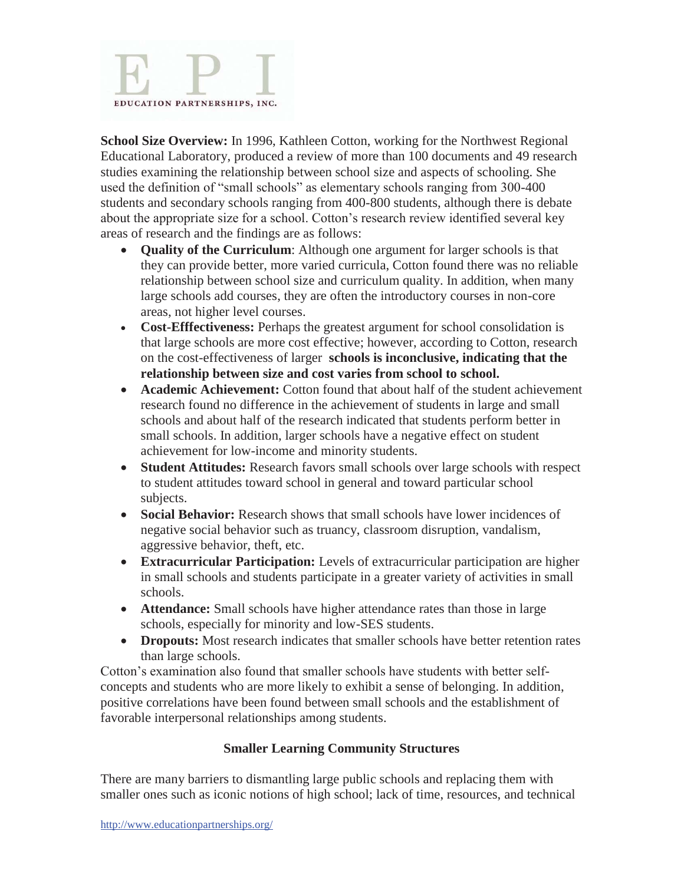**School Size Overview:** In 1996, Kathleen Cotton, working for the Northwest Regional Educational Laboratory, produced a review of more than 100 documents and 49 research studies examining the relationship between school size and aspects of schooling. She used the definition of "small schools" as elementary schools ranging from 300-400 students and secondary schools ranging from 400-800 students, although there is debate about the appropriate size for a school. Cotton's research review identified several key areas of research and the findings are as follows:

- **Quality of the Curriculum**: Although one argument for larger schools is that they can provide better, more varied curricula, Cotton found there was no reliable relationship between school size and curriculum quality. In addition, when many large schools add courses, they are often the introductory courses in non-core areas, not higher level courses.
- **Cost-Efffectiveness:** Perhaps the greatest argument for school consolidation is that large schools are more cost effective; however, according to Cotton, research on the cost-effectiveness of larger **schools is inconclusive, indicating that the relationship between size and cost varies from school to school.**
- **Academic Achievement:** Cotton found that about half of the student achievement research found no difference in the achievement of students in large and small schools and about half of the research indicated that students perform better in small schools. In addition, larger schools have a negative effect on student achievement for low-income and minority students.
- **Student Attitudes:** Research favors small schools over large schools with respect to student attitudes toward school in general and toward particular school subjects.
- **Social Behavior:** Research shows that small schools have lower incidences of negative social behavior such as truancy, classroom disruption, vandalism, aggressive behavior, theft, etc.
- **Extracurricular Participation:** Levels of extracurricular participation are higher in small schools and students participate in a greater variety of activities in small schools.
- **Attendance:** Small schools have higher attendance rates than those in large schools, especially for minority and low-SES students.
- **Dropouts:** Most research indicates that smaller schools have better retention rates than large schools.

Cotton's examination also found that smaller schools have students with better self-concepts and students who are more likely to exhibit a sense of belonging. In addition, positive correlations have been found between small schools and the establishment of favorable interpersonal relationships among students.

### Smaller Learning Community Structures

There are many barriers to dismantling large public schools and replacing them with smaller ones such as iconic notions of high school; lack of time, resources, and technical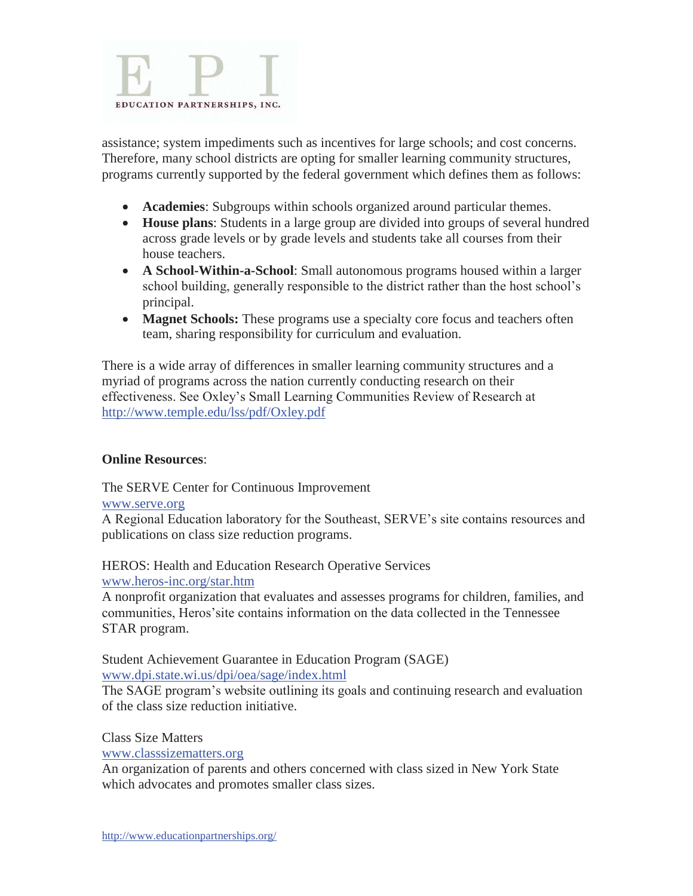assistance; system impediments such as incentives for large schools; and cost concerns. Therefore, many school districts are opting for smaller learning community structures, programs currently supported by the federal government which defines them as follows:

- **Academies**: Subgroups within schools organized around particular themes.
- **House plans**: Students in a large group are divided into groups of several hundred across grade levels or by grade levels and students take all courses from their house teachers.
- **A School-Within-a-School**: Small autonomous programs housed within a larger school building, generally responsible to the district rather than the host school's principal.
- **Magnet Schools:** These programs use a specialty core focus and teachers often team, sharing responsibility for curriculum and evaluation.

There is a wide array of differences in smaller learning community structures and a myriad of programs across the nation currently conducting research on their effectiveness. See Oxley's Small Learning Communities Review of Research at http://www.temple.edu/lss/pdf/Oxley.pdf

**Online Resources**:

The SERVE Center for Continuous Improvement
www.serve.org
A Regional Education laboratory for the Southeast, SERVE's site contains resources and publications on class size reduction programs.

HEROS: Health and Education Research Operative Services
www.heros-inc.org/star.htm
A nonprofit organization that evaluates and assesses programs for children, families, and communities, Heros'site contains information on the data collected in the Tennessee STAR program.

Student Achievement Guarantee in Education Program (SAGE)
www.dpi.state.wi.us/dpi/oea/sage/index.html
The SAGE program's website outlining its goals and continuing research and evaluation of the class size reduction initiative.

Class Size Matters
www.classsizematters.org
An organization of parents and others concerned with class sized in New York State which advocates and promotes smaller class sizes.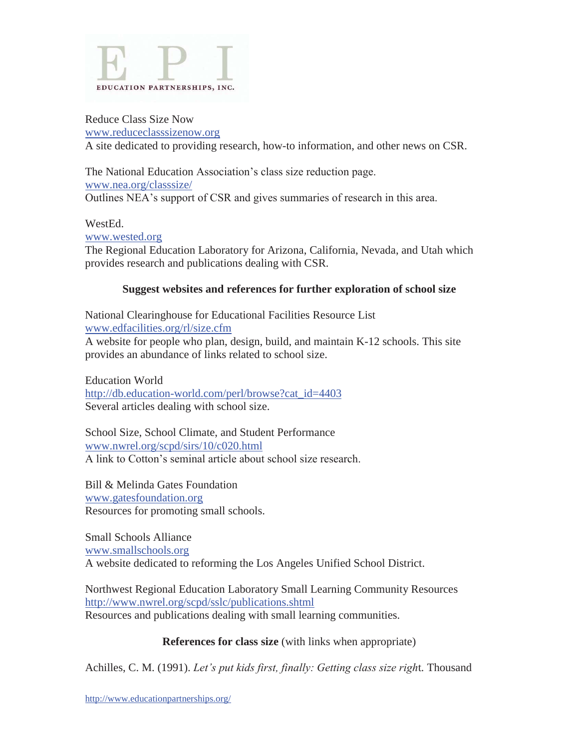Reduce Class Size Now  
www.reduceclasssizenow.org  
A site dedicated to providing research, how-to information, and other news on CSR.

The National Education Association's class size reduction page.  
www.nea.org/classsize/  
Outlines NEA's support of CSR and gives summaries of research in this area.

WestEd.  
www.wested.org  
The Regional Education Laboratory for Arizona, California, Nevada, and Utah which provides research and publications dealing with CSR.

**Suggest websites and references for further exploration of school size**

National Clearinghouse for Educational Facilities Resource List  
www.edfacilities.org/rl/size.cfm  
A website for people who plan, design, build, and maintain K-12 schools. This site provides an abundance of links related to school size.

Education World  
http://db.education-world.com/perl/browse?cat_id=4403  
Several articles dealing with school size.

School Size, School Climate, and Student Performance  
www.nwrel.org/scpd/sirs/10/c020.html  
A link to Cotton's seminal article about school size research.

Bill & Melinda Gates Foundation  
www.gatesfoundation.org  
Resources for promoting small schools.

Small Schools Alliance  
www.smallschools.org  
A website dedicated to reforming the Los Angeles Unified School District.

Northwest Regional Education Laboratory Small Learning Community Resources  
http://www.nwrel.org/scpd/sslc/publications.shtml  
Resources and publications dealing with small learning communities.

**References for class size** (with links when appropriate)

Achilles, C. M. (1991). *Let's put kids first, finally: Getting class size righ*t. Thousand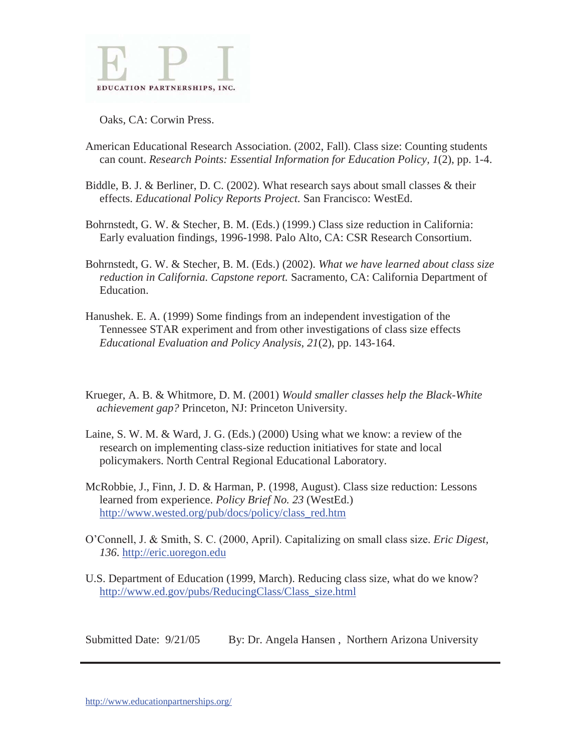Oaks, CA: Corwin Press.

American Educational Research Association. (2002, Fall). Class size: Counting students can count. *Research Points: Essential Information for Education Policy, 1*(2), pp. 1-4.

Biddle, B. J. & Berliner, D. C. (2002). What research says about small classes & their effects. *Educational Policy Reports Project.* San Francisco: WestEd.

Bohrnstedt, G. W. & Stecher, B. M. (Eds.) (1999.) Class size reduction in California: Early evaluation findings, 1996-1998. Palo Alto, CA: CSR Research Consortium.

Bohrnstedt, G. W. & Stecher, B. M. (Eds.) (2002). *What we have learned about class size reduction in California. Capstone report.* Sacramento, CA: California Department of Education.

Hanushek. E. A. (1999) Some findings from an independent investigation of the Tennessee STAR experiment and from other investigations of class size effects *Educational Evaluation and Policy Analysis*, *21*(2), pp. 143-164.

Krueger, A. B. & Whitmore, D. M. (2001) *Would smaller classes help the Black-White achievement gap?* Princeton, NJ: Princeton University.

Laine, S. W. M. & Ward, J. G. (Eds.) (2000) Using what we know: a review of the research on implementing class-size reduction initiatives for state and local policymakers. North Central Regional Educational Laboratory.

McRobbie, J., Finn, J. D. & Harman, P. (1998, August). Class size reduction: Lessons learned from experience. *Policy Brief No. 23* (WestEd.) http://www.wested.org/pub/docs/policy/class_red.htm

O'Connell, J. & Smith, S. C. (2000, April). Capitalizing on small class size. *Eric Digest, 136*. http://eric.uoregon.edu

U.S. Department of Education (1999, March). Reducing class size, what do we know? http://www.ed.gov/pubs/ReducingClass/Class_size.html

Submitted Date: 9/21/05 By: Dr. Angela Hansen , Northern Arizona University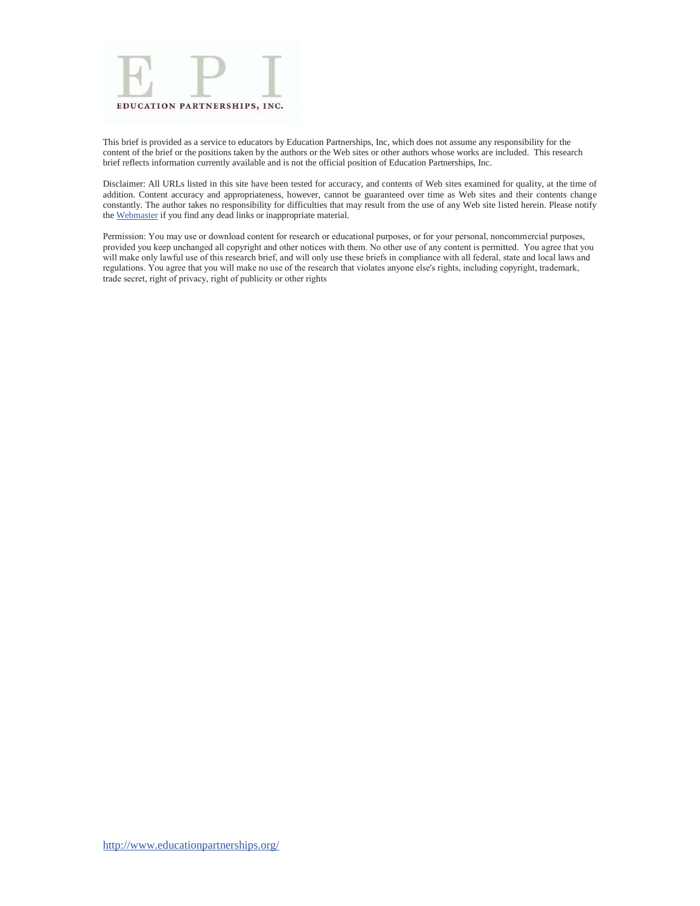EPI

EDUCATION PARTNERSHIPS, INC.

This brief is provided as a service to educators by Education Partnerships, Inc, which does not assume any responsibility for the content of the brief or the positions taken by the authors or the Web sites or other authors whose works are included. This research brief reflects information currently available and is not the official position of Education Partnerships, Inc.

Disclaimer: All URLs listed in this site have been tested for accuracy, and contents of Web sites examined for quality, at the time of addition. Content accuracy and appropriateness, however, cannot be guaranteed over time as Web sites and their contents change constantly. The author takes no responsibility for difficulties that may result from the use of any Web site listed herein. Please notify the Webmaster if you find any dead links or inappropriate material.

Permission: You may use or download content for research or educational purposes, or for your personal, noncommercial purposes, provided you keep unchanged all copyright and other notices with them. No other use of any content is permitted. You agree that you will make only lawful use of this research brief, and will only use these briefs in compliance with all federal, state and local laws and regulations. You agree that you will make no use of the research that violates anyone else's rights, including copyright, trademark, trade secret, right of privacy, right of publicity or other rights

http://www.educationpartnerships.org/